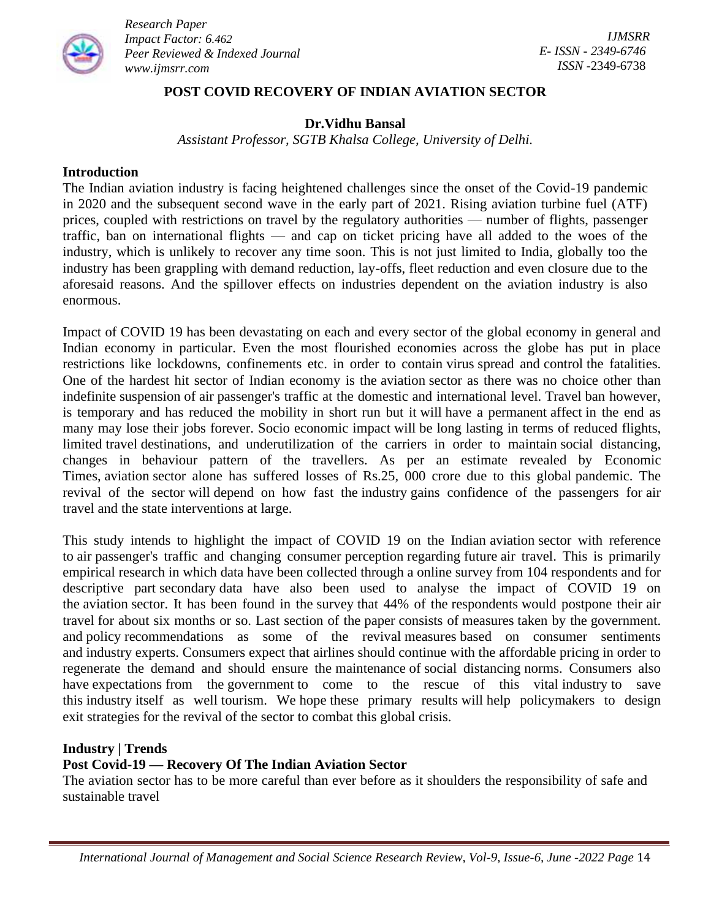# POST COVID RECOVERY OF INDIAN AVIATION SECTOR

**Dr.Vidhu Bansal**

*Assistant Professor, SGTB Khalsa College, University of Delhi.*

## Introduction

The Indian aviation industry is facing heightened challenges since the onset of the Covid-19 pandemic in 2020 and the subsequent second wave in the early part of 2021. Rising aviation turbine fuel (ATF) prices, coupled with restrictions on travel by the regulatory authorities — number of flights, passenger traffic, ban on international flights — and cap on ticket pricing have all added to the woes of the industry, which is unlikely to recover any time soon. This is not just limited to India, globally too the industry has been grappling with demand reduction, lay-offs, fleet reduction and even closure due to the aforesaid reasons. And the spillover effects on industries dependent on the aviation industry is also enormous.

Impact of COVID 19 has been devastating on each and every sector of the global economy in general and Indian economy in particular. Even the most flourished economies across the globe has put in place restrictions like lockdowns, confinements etc. in order to contain virus spread and control the fatalities. One of the hardest hit sector of Indian economy is the aviation sector as there was no choice other than indefinite suspension of air passenger's traffic at the domestic and international level. Travel ban however, is temporary and has reduced the mobility in short run but it will have a permanent affect in the end as many may lose their jobs forever. Socio economic impact will be long lasting in terms of reduced flights, limited travel destinations, and underutilization of the carriers in order to maintain social distancing, changes in behaviour pattern of the travellers. As per an estimate revealed by Economic Times, aviation sector alone has suffered losses of Rs.25, 000 crore due to this global pandemic. The revival of the sector will depend on how fast the industry gains confidence of the passengers for air travel and the state interventions at large.

This study intends to highlight the impact of COVID 19 on the Indian aviation sector with reference to air passenger's traffic and changing consumer perception regarding future air travel. This is primarily empirical research in which data have been collected through a online survey from 104 respondents and for descriptive part secondary data have also been used to analyse the impact of COVID 19 on the aviation sector. It has been found in the survey that 44% of the respondents would postpone their air travel for about six months or so. Last section of the paper consists of measures taken by the government. and policy recommendations as some of the revival measures based on consumer sentiments and industry experts. Consumers expect that airlines should continue with the affordable pricing in order to regenerate the demand and should ensure the maintenance of social distancing norms. Consumers also have expectations from the government to come to the rescue of this vital industry to save this industry itself as well tourism. We hope these primary results will help policymakers to design exit strategies for the revival of the sector to combat this global crisis.

## Industry | Trends

### Post Covid-19 — Recovery Of The Indian Aviation Sector

The aviation sector has to be more careful than ever before as it shoulders the responsibility of safe and sustainable travel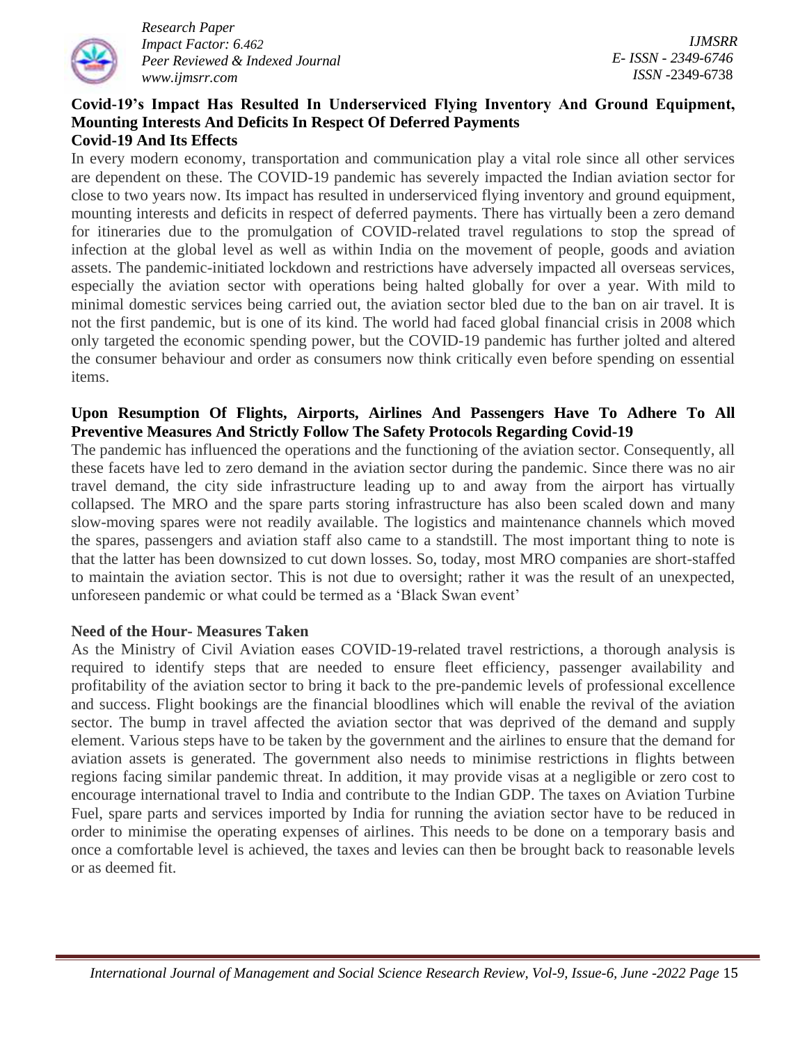### Covid-19's Impact Has Resulted In Underserviced Flying Inventory And Ground Equipment, Mounting Interests And Deficits In Respect Of Deferred Payments

### Covid-19 And Its Effects

In every modern economy, transportation and communication play a vital role since all other services are dependent on these. The COVID-19 pandemic has severely impacted the Indian aviation sector for close to two years now. Its impact has resulted in underserviced flying inventory and ground equipment, mounting interests and deficits in respect of deferred payments. There has virtually been a zero demand for itineraries due to the promulgation of COVID-related travel regulations to stop the spread of infection at the global level as well as within India on the movement of people, goods and aviation assets. The pandemic-initiated lockdown and restrictions have adversely impacted all overseas services, especially the aviation sector with operations being halted globally for over a year. With mild to minimal domestic services being carried out, the aviation sector bled due to the ban on air travel. It is not the first pandemic, but is one of its kind. The world had faced global financial crisis in 2008 which only targeted the economic spending power, but the COVID-19 pandemic has further jolted and altered the consumer behaviour and order as consumers now think critically even before spending on essential items.

### Upon Resumption Of Flights, Airports, Airlines And Passengers Have To Adhere To All Preventive Measures And Strictly Follow The Safety Protocols Regarding Covid-19

The pandemic has influenced the operations and the functioning of the aviation sector. Consequently, all these facets have led to zero demand in the aviation sector during the pandemic. Since there was no air travel demand, the city side infrastructure leading up to and away from the airport has virtually collapsed. The MRO and the spare parts storing infrastructure has also been scaled down and many slow-moving spares were not readily available. The logistics and maintenance channels which moved the spares, passengers and aviation staff also came to a standstill. The most important thing to note is that the latter has been downsized to cut down losses. So, today, most MRO companies are short-staffed to maintain the aviation sector. This is not due to oversight; rather it was the result of an unexpected, unforeseen pandemic or what could be termed as a 'Black Swan event'

### Need of the Hour- Measures Taken

As the Ministry of Civil Aviation eases COVID-19-related travel restrictions, a thorough analysis is required to identify steps that are needed to ensure fleet efficiency, passenger availability and profitability of the aviation sector to bring it back to the pre-pandemic levels of professional excellence and success. Flight bookings are the financial bloodlines which will enable the revival of the aviation sector. The bump in travel affected the aviation sector that was deprived of the demand and supply element. Various steps have to be taken by the government and the airlines to ensure that the demand for aviation assets is generated. The government also needs to minimise restrictions in flights between regions facing similar pandemic threat. In addition, it may provide visas at a negligible or zero cost to encourage international travel to India and contribute to the Indian GDP. The taxes on Aviation Turbine Fuel, spare parts and services imported by India for running the aviation sector have to be reduced in order to minimise the operating expenses of airlines. This needs to be done on a temporary basis and once a comfortable level is achieved, the taxes and levies can then be brought back to reasonable levels or as deemed fit.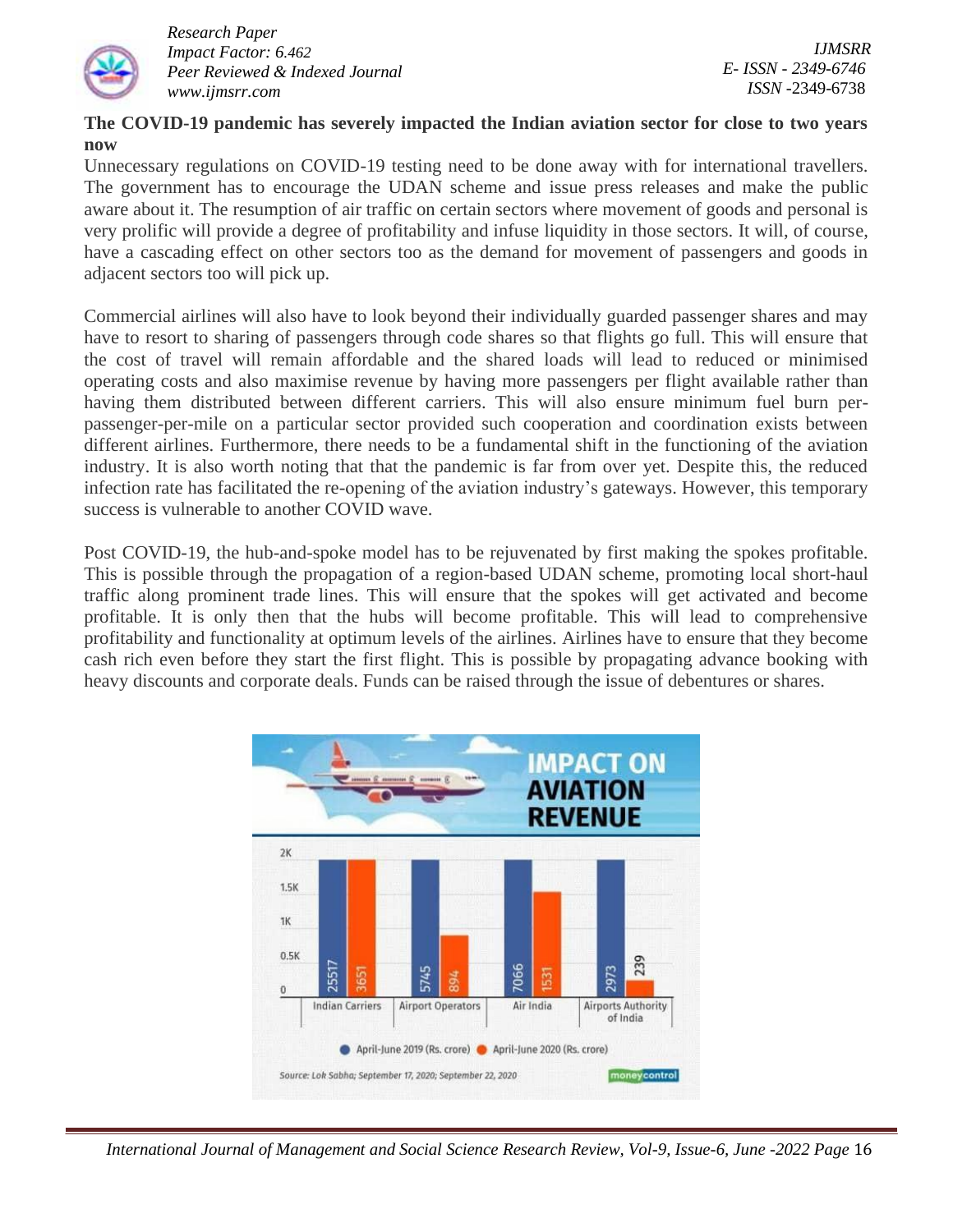**The COVID-19 pandemic has severely impacted the Indian aviation sector for close to two years now**

Unnecessary regulations on COVID-19 testing need to be done away with for international travellers. The government has to encourage the UDAN scheme and issue press releases and make the public aware about it. The resumption of air traffic on certain sectors where movement of goods and personal is very prolific will provide a degree of profitability and infuse liquidity in those sectors. It will, of course, have a cascading effect on other sectors too as the demand for movement of passengers and goods in adjacent sectors too will pick up.

Commercial airlines will also have to look beyond their individually guarded passenger shares and may have to resort to sharing of passengers through code shares so that flights go full. This will ensure that the cost of travel will remain affordable and the shared loads will lead to reduced or minimised operating costs and also maximise revenue by having more passengers per flight available rather than having them distributed between different carriers. This will also ensure minimum fuel burn per-passenger-per-mile on a particular sector provided such cooperation and coordination exists between different airlines. Furthermore, there needs to be a fundamental shift in the functioning of the aviation industry. It is also worth noting that that the pandemic is far from over yet. Despite this, the reduced infection rate has facilitated the re-opening of the aviation industry's gateways. However, this temporary success is vulnerable to another COVID wave.

Post COVID-19, the hub-and-spoke model has to be rejuvenated by first making the spokes profitable. This is possible through the propagation of a region-based UDAN scheme, promoting local short-haul traffic along prominent trade lines. This will ensure that the spokes will get activated and become profitable. It is only then that the hubs will become profitable. This will lead to comprehensive profitability and functionality at optimum levels of the airlines. Airlines have to ensure that they become cash rich even before they start the first flight. This is possible by propagating advance booking with heavy discounts and corporate deals. Funds can be raised through the issue of debentures or shares.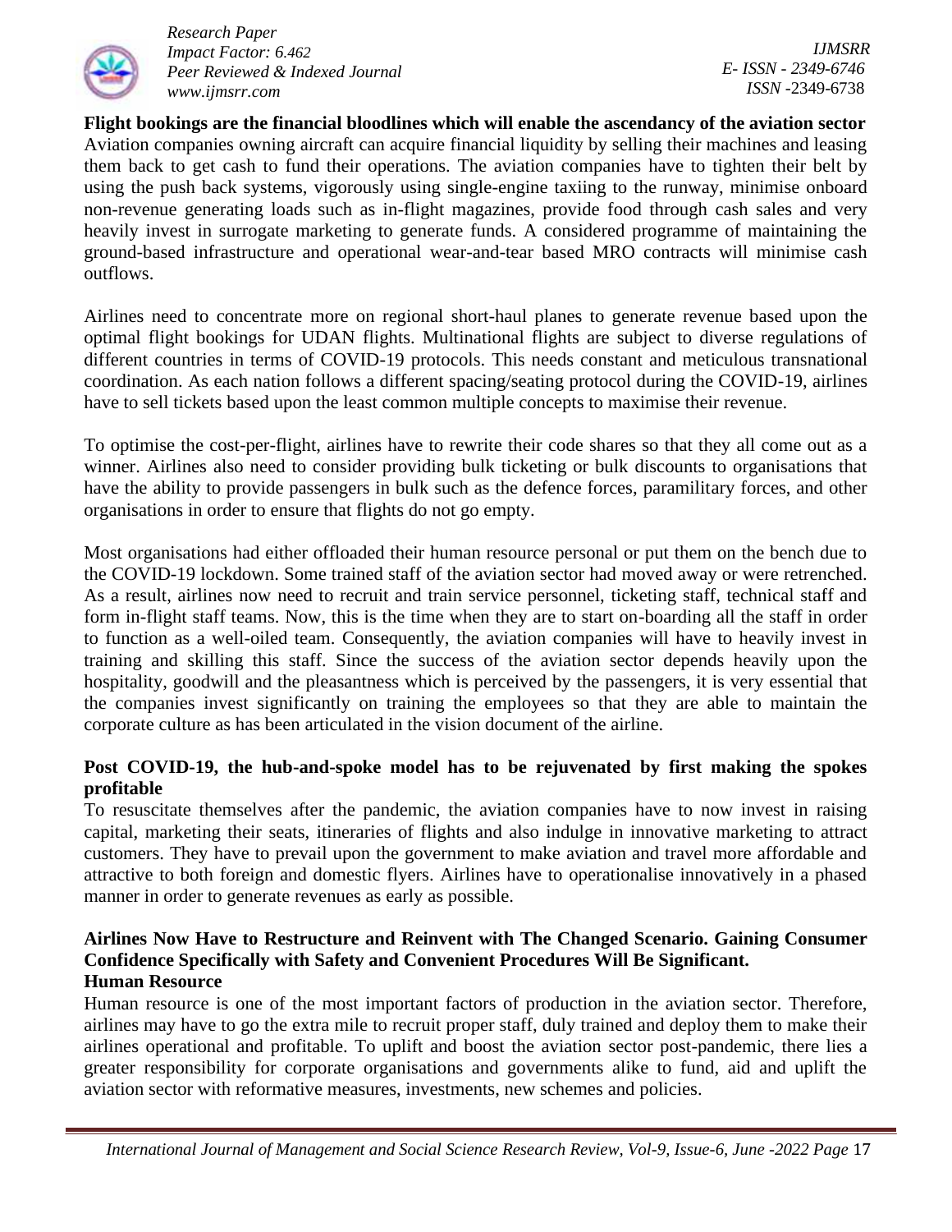**Flight bookings are the financial bloodlines which will enable the ascendancy of the aviation sector**

Aviation companies owning aircraft can acquire financial liquidity by selling their machines and leasing them back to get cash to fund their operations. The aviation companies have to tighten their belt by using the push back systems, vigorously using single-engine taxiing to the runway, minimise onboard non-revenue generating loads such as in-flight magazines, provide food through cash sales and very heavily invest in surrogate marketing to generate funds. A considered programme of maintaining the ground-based infrastructure and operational wear-and-tear based MRO contracts will minimise cash outflows.

Airlines need to concentrate more on regional short-haul planes to generate revenue based upon the optimal flight bookings for UDAN flights. Multinational flights are subject to diverse regulations of different countries in terms of COVID-19 protocols. This needs constant and meticulous transnational coordination. As each nation follows a different spacing/seating protocol during the COVID-19, airlines have to sell tickets based upon the least common multiple concepts to maximise their revenue.

To optimise the cost-per-flight, airlines have to rewrite their code shares so that they all come out as a winner. Airlines also need to consider providing bulk ticketing or bulk discounts to organisations that have the ability to provide passengers in bulk such as the defence forces, paramilitary forces, and other organisations in order to ensure that flights do not go empty.

Most organisations had either offloaded their human resource personal or put them on the bench due to the COVID-19 lockdown. Some trained staff of the aviation sector had moved away or were retrenched. As a result, airlines now need to recruit and train service personnel, ticketing staff, technical staff and form in-flight staff teams. Now, this is the time when they are to start on-boarding all the staff in order to function as a well-oiled team. Consequently, the aviation companies will have to heavily invest in training and skilling this staff. Since the success of the aviation sector depends heavily upon the hospitality, goodwill and the pleasantness which is perceived by the passengers, it is very essential that the companies invest significantly on training the employees so that they are able to maintain the corporate culture as has been articulated in the vision document of the airline.

**Post COVID-19, the hub-and-spoke model has to be rejuvenated by first making the spokes profitable**

To resuscitate themselves after the pandemic, the aviation companies have to now invest in raising capital, marketing their seats, itineraries of flights and also indulge in innovative marketing to attract customers. They have to prevail upon the government to make aviation and travel more affordable and attractive to both foreign and domestic flyers. Airlines have to operationalise innovatively in a phased manner in order to generate revenues as early as possible.

**Airlines Now Have to Restructure and Reinvent with The Changed Scenario. Gaining Consumer Confidence Specifically with Safety and Convenient Procedures Will Be Significant.**

**Human Resource**

Human resource is one of the most important factors of production in the aviation sector. Therefore, airlines may have to go the extra mile to recruit proper staff, duly trained and deploy them to make their airlines operational and profitable. To uplift and boost the aviation sector post-pandemic, there lies a greater responsibility for corporate organisations and governments alike to fund, aid and uplift the aviation sector with reformative measures, investments, new schemes and policies.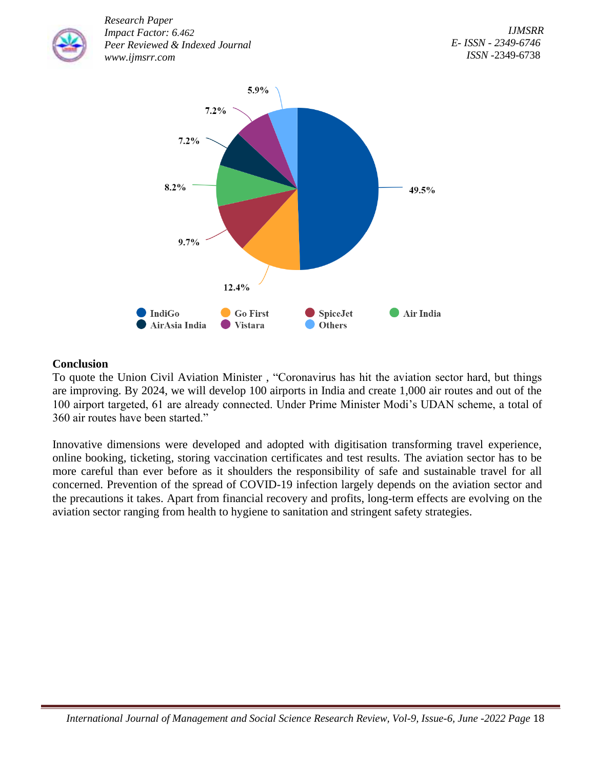5.9%

7.2%

7.2%

8.2%

49.5%

9.7%

12.4%

IndiGo
Go First
SpiceJet
Air India
AirAsia India
Vistara
Others

**Conclusion**

To quote the Union Civil Aviation Minister , "Coronavirus has hit the aviation sector hard, but things are improving. By 2024, we will develop 100 airports in India and create 1,000 air routes and out of the 100 airport targeted, 61 are already connected. Under Prime Minister Modi's UDAN scheme, a total of 360 air routes have been started."

Innovative dimensions were developed and adopted with digitisation transforming travel experience, online booking, ticketing, storing vaccination certificates and test results. The aviation sector has to be more careful than ever before as it shoulders the responsibility of safe and sustainable travel for all concerned. Prevention of the spread of COVID-19 infection largely depends on the aviation sector and the precautions it takes. Apart from financial recovery and profits, long-term effects are evolving on the aviation sector ranging from health to hygiene to sanitation and stringent safety strategies.